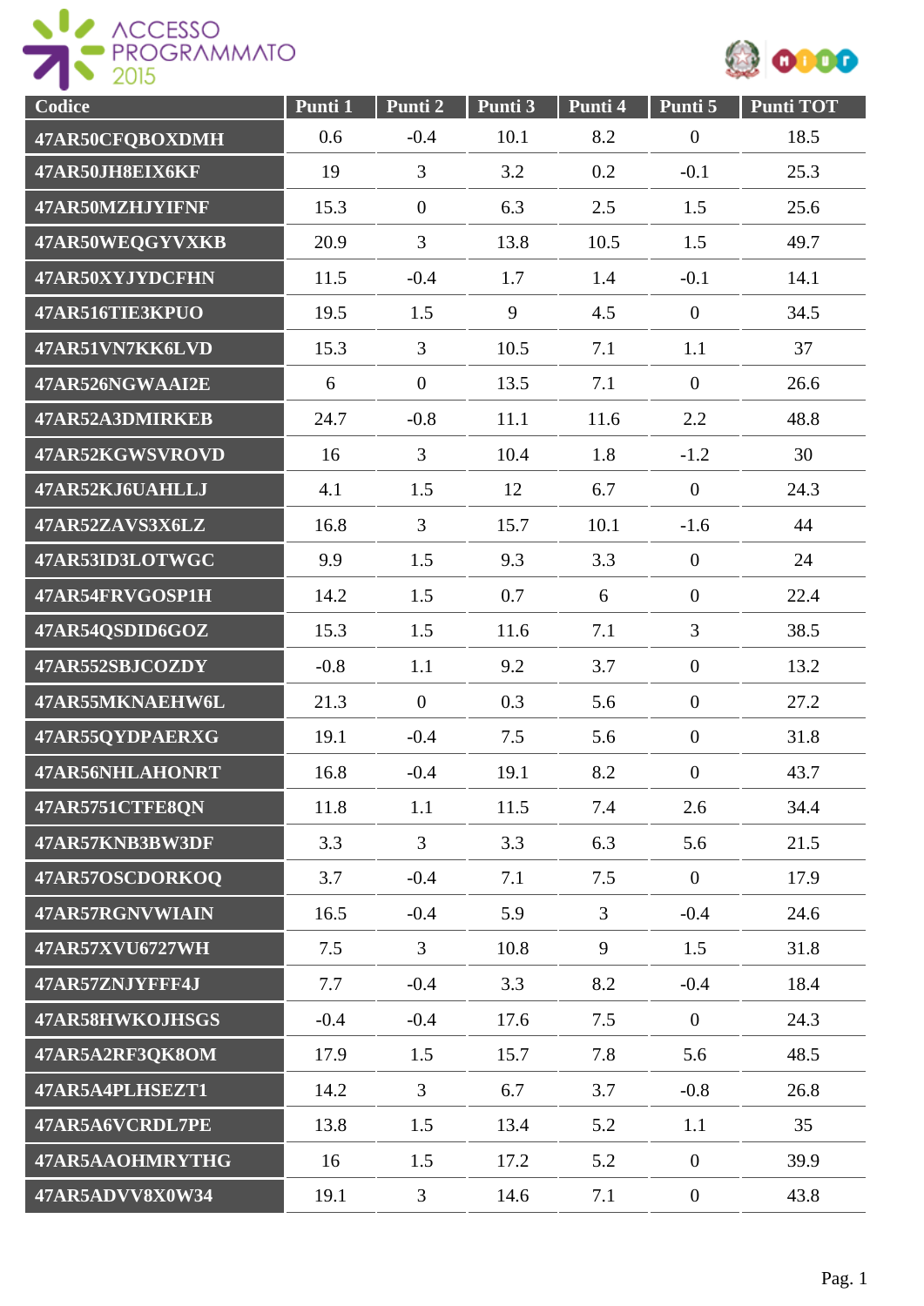| Codice | Punti 1 | Punti 2 | Punti 3 | Punti 4 | Punti 5 | Punti TOT |
|---|---|---|---|---|---|---|
| 47AR50CFQBOXDMH | 0.6 | -0.4 | 10.1 | 8.2 | 0 | 18.5 |
| 47AR50JH8EIX6KF | 19 | 3 | 3.2 | 0.2 | -0.1 | 25.3 |
| 47AR50MZHJYIFNF | 15.3 | 0 | 6.3 | 2.5 | 1.5 | 25.6 |
| 47AR50WEQGYVXKB | 20.9 | 3 | 13.8 | 10.5 | 1.5 | 49.7 |
| 47AR50XYJYDCFHN | 11.5 | -0.4 | 1.7 | 1.4 | -0.1 | 14.1 |
| 47AR516TIE3KPUO | 19.5 | 1.5 | 9 | 4.5 | 0 | 34.5 |
| 47AR51VN7KK6LVD | 15.3 | 3 | 10.5 | 7.1 | 1.1 | 37 |
| 47AR526NGWAAI2E | 6 | 0 | 13.5 | 7.1 | 0 | 26.6 |
| 47AR52A3DMIRKEB | 24.7 | -0.8 | 11.1 | 11.6 | 2.2 | 48.8 |
| 47AR52KGWSVROVD | 16 | 3 | 10.4 | 1.8 | -1.2 | 30 |
| 47AR52KJ6UAHLLJ | 4.1 | 1.5 | 12 | 6.7 | 0 | 24.3 |
| 47AR52ZAVS3X6LZ | 16.8 | 3 | 15.7 | 10.1 | -1.6 | 44 |
| 47AR53ID3LOTWGC | 9.9 | 1.5 | 9.3 | 3.3 | 0 | 24 |
| 47AR54FRVGOSP1H | 14.2 | 1.5 | 0.7 | 6 | 0 | 22.4 |
| 47AR54QSDID6GOZ | 15.3 | 1.5 | 11.6 | 7.1 | 3 | 38.5 |
| 47AR552SBJCOZDY | -0.8 | 1.1 | 9.2 | 3.7 | 0 | 13.2 |
| 47AR55MKNAEHW6L | 21.3 | 0 | 0.3 | 5.6 | 0 | 27.2 |
| 47AR55QYDPAERXG | 19.1 | -0.4 | 7.5 | 5.6 | 0 | 31.8 |
| 47AR56NHLAHONRT | 16.8 | -0.4 | 19.1 | 8.2 | 0 | 43.7 |
| 47AR5751CTFE8QN | 11.8 | 1.1 | 11.5 | 7.4 | 2.6 | 34.4 |
| 47AR57KNB3BW3DF | 3.3 | 3 | 3.3 | 6.3 | 5.6 | 21.5 |
| 47AR57OSCDORKOQ | 3.7 | -0.4 | 7.1 | 7.5 | 0 | 17.9 |
| 47AR57RGNVWIAIN | 16.5 | -0.4 | 5.9 | 3 | -0.4 | 24.6 |
| 47AR57XVU6727WH | 7.5 | 3 | 10.8 | 9 | 1.5 | 31.8 |
| 47AR57ZNJYFFF4J | 7.7 | -0.4 | 3.3 | 8.2 | -0.4 | 18.4 |
| 47AR58HWKOJHSGS | -0.4 | -0.4 | 17.6 | 7.5 | 0 | 24.3 |
| 47AR5A2RF3QK8OM | 17.9 | 1.5 | 15.7 | 7.8 | 5.6 | 48.5 |
| 47AR5A4PLHSEZT1 | 14.2 | 3 | 6.7 | 3.7 | -0.8 | 26.8 |
| 47AR5A6VCRDL7PE | 13.8 | 1.5 | 13.4 | 5.2 | 1.1 | 35 |
| 47AR5AAOHMRYTHG | 16 | 1.5 | 17.2 | 5.2 | 0 | 39.9 |
| 47AR5ADVV8X0W34 | 19.1 | 3 | 14.6 | 7.1 | 0 | 43.8 |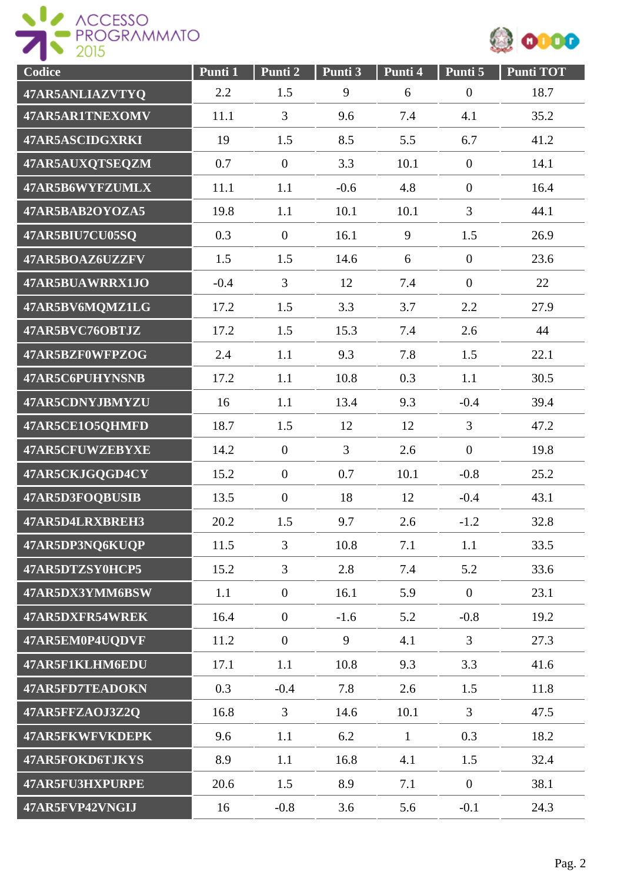| Codice | Punti 1 | Punti 2 | Punti 3 | Punti 4 | Punti 5 | Punti TOT |
|---|---|---|---|---|---|---|
| 47AR5ANLIAZVTYQ | 2.2 | 1.5 | 9 | 6 | 0 | 18.7 |
| 47AR5AR1TNEXOMV | 11.1 | 3 | 9.6 | 7.4 | 4.1 | 35.2 |
| 47AR5ASCIDGXRKI | 19 | 1.5 | 8.5 | 5.5 | 6.7 | 41.2 |
| 47AR5AUXQTSEQZM | 0.7 | 0 | 3.3 | 10.1 | 0 | 14.1 |
| 47AR5B6WYFZUMLX | 11.1 | 1.1 | -0.6 | 4.8 | 0 | 16.4 |
| 47AR5BAB2OYOZA5 | 19.8 | 1.1 | 10.1 | 10.1 | 3 | 44.1 |
| 47AR5BIU7CU05SQ | 0.3 | 0 | 16.1 | 9 | 1.5 | 26.9 |
| 47AR5BOAZ6UZZFV | 1.5 | 1.5 | 14.6 | 6 | 0 | 23.6 |
| 47AR5BUAWRRX1JO | -0.4 | 3 | 12 | 7.4 | 0 | 22 |
| 47AR5BV6MQMZ1LG | 17.2 | 1.5 | 3.3 | 3.7 | 2.2 | 27.9 |
| 47AR5BVC76OBTJZ | 17.2 | 1.5 | 15.3 | 7.4 | 2.6 | 44 |
| 47AR5BZF0WFPZOG | 2.4 | 1.1 | 9.3 | 7.8 | 1.5 | 22.1 |
| 47AR5C6PUHYNSNB | 17.2 | 1.1 | 10.8 | 0.3 | 1.1 | 30.5 |
| 47AR5CDNYJBMYZU | 16 | 1.1 | 13.4 | 9.3 | -0.4 | 39.4 |
| 47AR5CE1O5QHMFD | 18.7 | 1.5 | 12 | 12 | 3 | 47.2 |
| 47AR5CFUWZEBYXE | 14.2 | 0 | 3 | 2.6 | 0 | 19.8 |
| 47AR5CKJGQGD4CY | 15.2 | 0 | 0.7 | 10.1 | -0.8 | 25.2 |
| 47AR5D3FOQBUSIB | 13.5 | 0 | 18 | 12 | -0.4 | 43.1 |
| 47AR5D4LRXBREH3 | 20.2 | 1.5 | 9.7 | 2.6 | -1.2 | 32.8 |
| 47AR5DP3NQ6KUQP | 11.5 | 3 | 10.8 | 7.1 | 1.1 | 33.5 |
| 47AR5DTZSY0HCP5 | 15.2 | 3 | 2.8 | 7.4 | 5.2 | 33.6 |
| 47AR5DX3YMM6BSW | 1.1 | 0 | 16.1 | 5.9 | 0 | 23.1 |
| 47AR5DXFR54WREK | 16.4 | 0 | -1.6 | 5.2 | -0.8 | 19.2 |
| 47AR5EM0P4UQDVF | 11.2 | 0 | 9 | 4.1 | 3 | 27.3 |
| 47AR5F1KLHM6EDU | 17.1 | 1.1 | 10.8 | 9.3 | 3.3 | 41.6 |
| 47AR5FD7TEADOKN | 0.3 | -0.4 | 7.8 | 2.6 | 1.5 | 11.8 |
| 47AR5FFZAOJ3Z2Q | 16.8 | 3 | 14.6 | 10.1 | 3 | 47.5 |
| 47AR5FKWFVKDEPK | 9.6 | 1.1 | 6.2 | 1 | 0.3 | 18.2 |
| 47AR5FOKD6TJKYS | 8.9 | 1.1 | 16.8 | 4.1 | 1.5 | 32.4 |
| 47AR5FU3HXPURPE | 20.6 | 1.5 | 8.9 | 7.1 | 0 | 38.1 |
| 47AR5FVP42VNGIJ | 16 | -0.8 | 3.6 | 5.6 | -0.1 | 24.3 |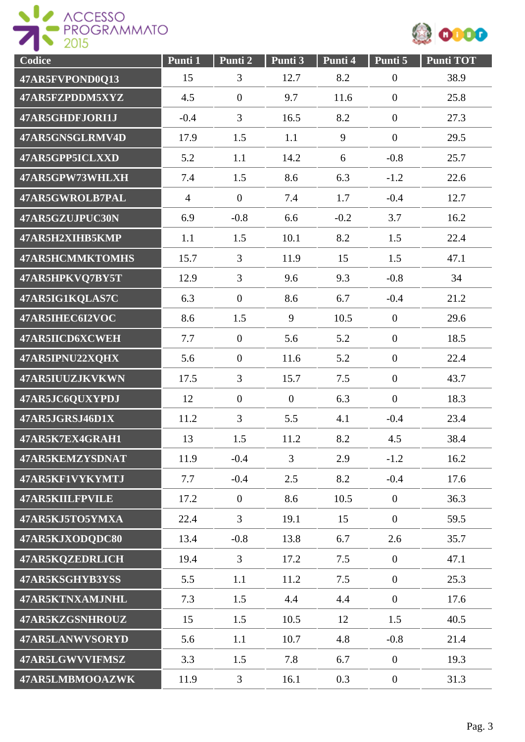| Codice | Punti 1 | Punti 2 | Punti 3 | Punti 4 | Punti 5 | Punti TOT |
|---|---|---|---|---|---|---|
| 47AR5FVPOND0Q13 | 15 | 3 | 12.7 | 8.2 | 0 | 38.9 |
| 47AR5FZPDDM5XYZ | 4.5 | 0 | 9.7 | 11.6 | 0 | 25.8 |
| 47AR5GHDFJORI1J | -0.4 | 3 | 16.5 | 8.2 | 0 | 27.3 |
| 47AR5GNSGLRMV4D | 17.9 | 1.5 | 1.1 | 9 | 0 | 29.5 |
| 47AR5GPP5ICLXXD | 5.2 | 1.1 | 14.2 | 6 | -0.8 | 25.7 |
| 47AR5GPW73WHLXH | 7.4 | 1.5 | 8.6 | 6.3 | -1.2 | 22.6 |
| 47AR5GWROLB7PAL | 4 | 0 | 7.4 | 1.7 | -0.4 | 12.7 |
| 47AR5GZUJPUC30N | 6.9 | -0.8 | 6.6 | -0.2 | 3.7 | 16.2 |
| 47AR5H2XIHB5KMP | 1.1 | 1.5 | 10.1 | 8.2 | 1.5 | 22.4 |
| 47AR5HCMMKTOMHS | 15.7 | 3 | 11.9 | 15 | 1.5 | 47.1 |
| 47AR5HPKVQ7BY5T | 12.9 | 3 | 9.6 | 9.3 | -0.8 | 34 |
| 47AR5IG1KQLAS7C | 6.3 | 0 | 8.6 | 6.7 | -0.4 | 21.2 |
| 47AR5IHEC6I2VOC | 8.6 | 1.5 | 9 | 10.5 | 0 | 29.6 |
| 47AR5IICD6XCWEH | 7.7 | 0 | 5.6 | 5.2 | 0 | 18.5 |
| 47AR5IPNU22XQHX | 5.6 | 0 | 11.6 | 5.2 | 0 | 22.4 |
| 47AR5IUUZJKVKWN | 17.5 | 3 | 15.7 | 7.5 | 0 | 43.7 |
| 47AR5JC6QUXYPDJ | 12 | 0 | 0 | 6.3 | 0 | 18.3 |
| 47AR5JGRSJ46D1X | 11.2 | 3 | 5.5 | 4.1 | -0.4 | 23.4 |
| 47AR5K7EX4GRAH1 | 13 | 1.5 | 11.2 | 8.2 | 4.5 | 38.4 |
| 47AR5KEMZYSDNAT | 11.9 | -0.4 | 3 | 2.9 | -1.2 | 16.2 |
| 47AR5KF1VYKYMTJ | 7.7 | -0.4 | 2.5 | 8.2 | -0.4 | 17.6 |
| 47AR5KIILFPVILE | 17.2 | 0 | 8.6 | 10.5 | 0 | 36.3 |
| 47AR5KJ5TO5YMXA | 22.4 | 3 | 19.1 | 15 | 0 | 59.5 |
| 47AR5KJXODQDC80 | 13.4 | -0.8 | 13.8 | 6.7 | 2.6 | 35.7 |
| 47AR5KQZEDRLICH | 19.4 | 3 | 17.2 | 7.5 | 0 | 47.1 |
| 47AR5KSGHYB3YSS | 5.5 | 1.1 | 11.2 | 7.5 | 0 | 25.3 |
| 47AR5KTNXAMJNHL | 7.3 | 1.5 | 4.4 | 4.4 | 0 | 17.6 |
| 47AR5KZGSNHROUZ | 15 | 1.5 | 10.5 | 12 | 1.5 | 40.5 |
| 47AR5LANWVSORYD | 5.6 | 1.1 | 10.7 | 4.8 | -0.8 | 21.4 |
| 47AR5LGWVVIFMSZ | 3.3 | 1.5 | 7.8 | 6.7 | 0 | 19.3 |
| 47AR5LMBMOOAZWK | 11.9 | 3 | 16.1 | 0.3 | 0 | 31.3 |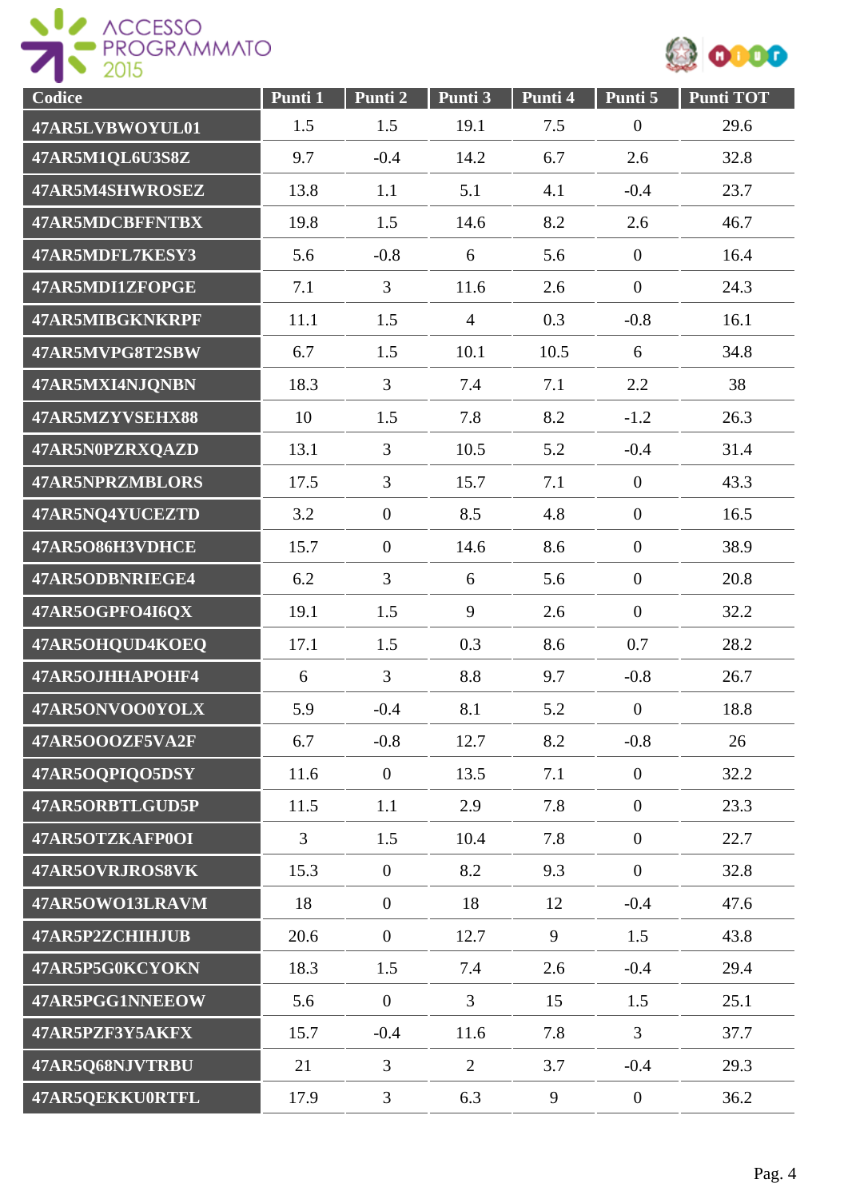| Codice | Punti 1 | Punti 2 | Punti 3 | Punti 4 | Punti 5 | Punti TOT |
|---|---|---|---|---|---|---|
| 47AR5LVBWOYUL01 | 1.5 | 1.5 | 19.1 | 7.5 | 0 | 29.6 |
| 47AR5M1QL6U3S8Z | 9.7 | -0.4 | 14.2 | 6.7 | 2.6 | 32.8 |
| 47AR5M4SHWROSEZ | 13.8 | 1.1 | 5.1 | 4.1 | -0.4 | 23.7 |
| 47AR5MDCBFFNTBX | 19.8 | 1.5 | 14.6 | 8.2 | 2.6 | 46.7 |
| 47AR5MDFL7KESY3 | 5.6 | -0.8 | 6 | 5.6 | 0 | 16.4 |
| 47AR5MDI1ZFOPGE | 7.1 | 3 | 11.6 | 2.6 | 0 | 24.3 |
| 47AR5MIBGKNKRPF | 11.1 | 1.5 | 4 | 0.3 | -0.8 | 16.1 |
| 47AR5MVPG8T2SBW | 6.7 | 1.5 | 10.1 | 10.5 | 6 | 34.8 |
| 47AR5MXI4NJQNBN | 18.3 | 3 | 7.4 | 7.1 | 2.2 | 38 |
| 47AR5MZYVSEHX88 | 10 | 1.5 | 7.8 | 8.2 | -1.2 | 26.3 |
| 47AR5N0PZRXQAZD | 13.1 | 3 | 10.5 | 5.2 | -0.4 | 31.4 |
| 47AR5NPRZMBLORS | 17.5 | 3 | 15.7 | 7.1 | 0 | 43.3 |
| 47AR5NQ4YUCEZTD | 3.2 | 0 | 8.5 | 4.8 | 0 | 16.5 |
| 47AR5O86H3VDHCE | 15.7 | 0 | 14.6 | 8.6 | 0 | 38.9 |
| 47AR5ODBNRIEGE4 | 6.2 | 3 | 6 | 5.6 | 0 | 20.8 |
| 47AR5OGPFO4I6QX | 19.1 | 1.5 | 9 | 2.6 | 0 | 32.2 |
| 47AR5OHQUD4KOEQ | 17.1 | 1.5 | 0.3 | 8.6 | 0.7 | 28.2 |
| 47AR5OJHHAPOHF4 | 6 | 3 | 8.8 | 9.7 | -0.8 | 26.7 |
| 47AR5ONVOO0YOLX | 5.9 | -0.4 | 8.1 | 5.2 | 0 | 18.8 |
| 47AR5OOOZF5VA2F | 6.7 | -0.8 | 12.7 | 8.2 | -0.8 | 26 |
| 47AR5OQPIQO5DSY | 11.6 | 0 | 13.5 | 7.1 | 0 | 32.2 |
| 47AR5ORBTLGUD5P | 11.5 | 1.1 | 2.9 | 7.8 | 0 | 23.3 |
| 47AR5OTZKAFP0OI | 3 | 1.5 | 10.4 | 7.8 | 0 | 22.7 |
| 47AR5OVRJROS8VK | 15.3 | 0 | 8.2 | 9.3 | 0 | 32.8 |
| 47AR5OWO13LRAVM | 18 | 0 | 18 | 12 | -0.4 | 47.6 |
| 47AR5P2ZCHIHJUB | 20.6 | 0 | 12.7 | 9 | 1.5 | 43.8 |
| 47AR5P5G0KCYOKN | 18.3 | 1.5 | 7.4 | 2.6 | -0.4 | 29.4 |
| 47AR5PGG1NNEEOW | 5.6 | 0 | 3 | 15 | 1.5 | 25.1 |
| 47AR5PZF3Y5AKFX | 15.7 | -0.4 | 11.6 | 7.8 | 3 | 37.7 |
| 47AR5Q68NJVTRBU | 21 | 3 | 2 | 3.7 | -0.4 | 29.3 |
| 47AR5QEKKU0RTFL | 17.9 | 3 | 6.3 | 9 | 0 | 36.2 |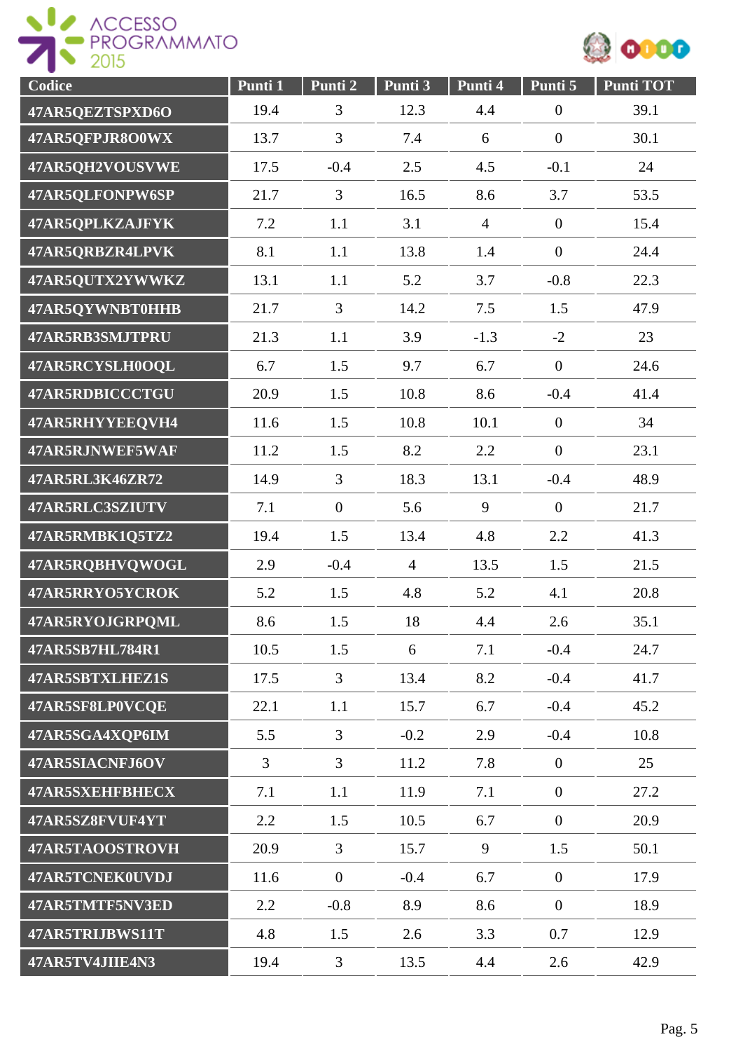| Codice | Punti 1 | Punti 2 | Punti 3 | Punti 4 | Punti 5 | Punti TOT |
|---|---|---|---|---|---|---|
| 47AR5QEZTSPXD6O | 19.4 | 3 | 12.3 | 4.4 | 0 | 39.1 |
| 47AR5QFPJR8O0WX | 13.7 | 3 | 7.4 | 6 | 0 | 30.1 |
| 47AR5QH2VOUSVWE | 17.5 | -0.4 | 2.5 | 4.5 | -0.1 | 24 |
| 47AR5QLFONPW6SP | 21.7 | 3 | 16.5 | 8.6 | 3.7 | 53.5 |
| 47AR5QPLKZAJFYK | 7.2 | 1.1 | 3.1 | 4 | 0 | 15.4 |
| 47AR5QRBZR4LPVK | 8.1 | 1.1 | 13.8 | 1.4 | 0 | 24.4 |
| 47AR5QUTX2YWWKZ | 13.1 | 1.1 | 5.2 | 3.7 | -0.8 | 22.3 |
| 47AR5QYWNBT0HHB | 21.7 | 3 | 14.2 | 7.5 | 1.5 | 47.9 |
| 47AR5RB3SMJTPRU | 21.3 | 1.1 | 3.9 | -1.3 | -2 | 23 |
| 47AR5RCYSLH0OQL | 6.7 | 1.5 | 9.7 | 6.7 | 0 | 24.6 |
| 47AR5RDBICCCTGU | 20.9 | 1.5 | 10.8 | 8.6 | -0.4 | 41.4 |
| 47AR5RHYYEEQVH4 | 11.6 | 1.5 | 10.8 | 10.1 | 0 | 34 |
| 47AR5RJNWEF5WAF | 11.2 | 1.5 | 8.2 | 2.2 | 0 | 23.1 |
| 47AR5RL3K46ZR72 | 14.9 | 3 | 18.3 | 13.1 | -0.4 | 48.9 |
| 47AR5RLC3SZIUTV | 7.1 | 0 | 5.6 | 9 | 0 | 21.7 |
| 47AR5RMBK1Q5TZ2 | 19.4 | 1.5 | 13.4 | 4.8 | 2.2 | 41.3 |
| 47AR5RQBHVQWOGL | 2.9 | -0.4 | 4 | 13.5 | 1.5 | 21.5 |
| 47AR5RRYO5YCROK | 5.2 | 1.5 | 4.8 | 5.2 | 4.1 | 20.8 |
| 47AR5RYOJGRPQML | 8.6 | 1.5 | 18 | 4.4 | 2.6 | 35.1 |
| 47AR5SB7HL784R1 | 10.5 | 1.5 | 6 | 7.1 | -0.4 | 24.7 |
| 47AR5SBTXLHEZ1S | 17.5 | 3 | 13.4 | 8.2 | -0.4 | 41.7 |
| 47AR5SF8LP0VCQE | 22.1 | 1.1 | 15.7 | 6.7 | -0.4 | 45.2 |
| 47AR5SGA4XQP6IM | 5.5 | 3 | -0.2 | 2.9 | -0.4 | 10.8 |
| 47AR5SIACNFJ6OV | 3 | 3 | 11.2 | 7.8 | 0 | 25 |
| 47AR5SXEHFBHECX | 7.1 | 1.1 | 11.9 | 7.1 | 0 | 27.2 |
| 47AR5SZ8FVUF4YT | 2.2 | 1.5 | 10.5 | 6.7 | 0 | 20.9 |
| 47AR5TAOOSTROVH | 20.9 | 3 | 15.7 | 9 | 1.5 | 50.1 |
| 47AR5TCNEK0UVDJ | 11.6 | 0 | -0.4 | 6.7 | 0 | 17.9 |
| 47AR5TMTF5NV3ED | 2.2 | -0.8 | 8.9 | 8.6 | 0 | 18.9 |
| 47AR5TRIJBWS11T | 4.8 | 1.5 | 2.6 | 3.3 | 0.7 | 12.9 |
| 47AR5TV4JIIE4N3 | 19.4 | 3 | 13.5 | 4.4 | 2.6 | 42.9 |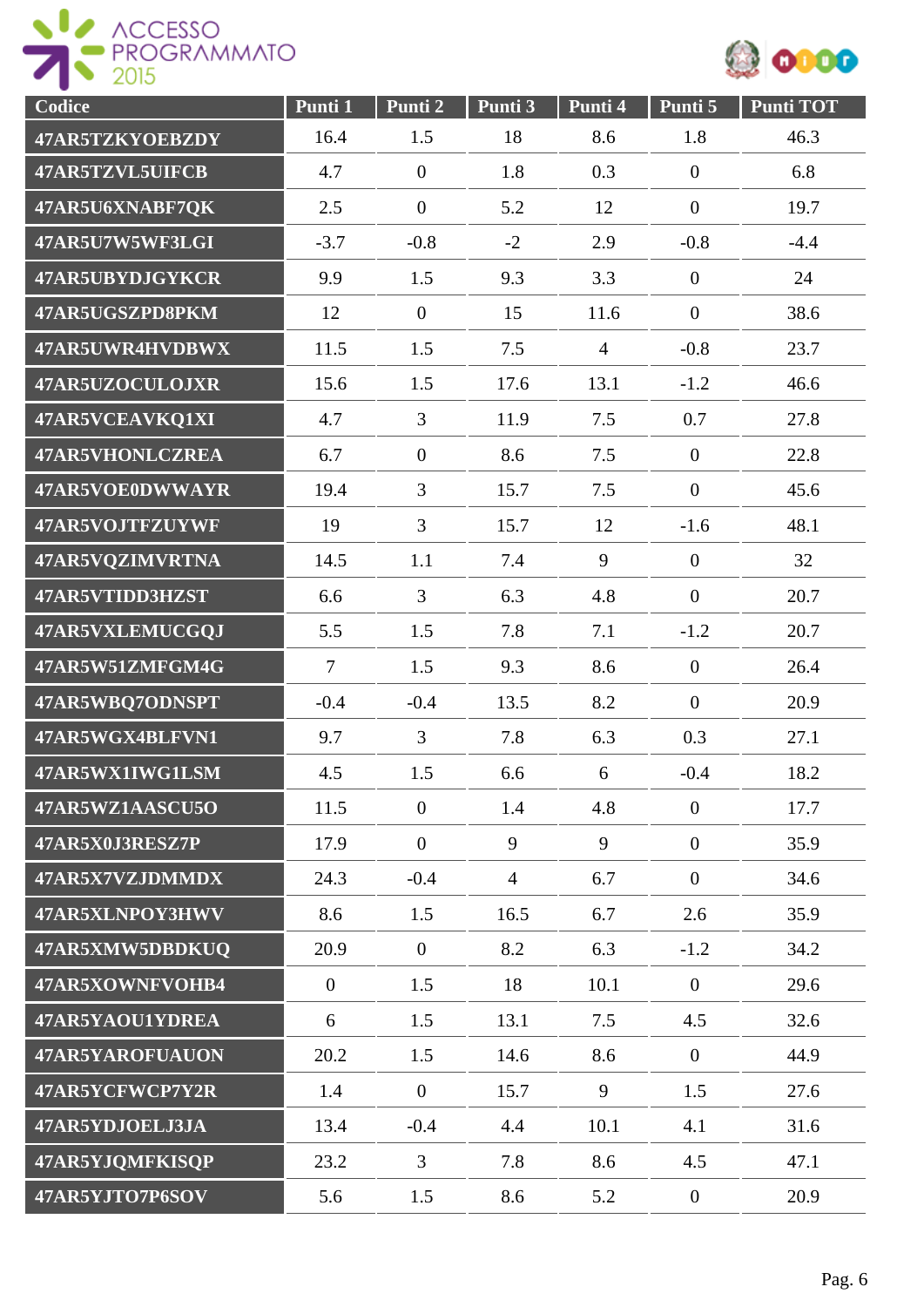| Codice | Punti 1 | Punti 2 | Punti 3 | Punti 4 | Punti 5 | Punti TOT |
|---|---|---|---|---|---|---|
| 47AR5TZKYOEBZDY | 16.4 | 1.5 | 18 | 8.6 | 1.8 | 46.3 |
| 47AR5TZVL5UIFCB | 4.7 | 0 | 1.8 | 0.3 | 0 | 6.8 |
| 47AR5U6XNABF7QK | 2.5 | 0 | 5.2 | 12 | 0 | 19.7 |
| 47AR5U7W5WF3LGI | -3.7 | -0.8 | -2 | 2.9 | -0.8 | -4.4 |
| 47AR5UBYDJGYKCR | 9.9 | 1.5 | 9.3 | 3.3 | 0 | 24 |
| 47AR5UGSZPD8PKM | 12 | 0 | 15 | 11.6 | 0 | 38.6 |
| 47AR5UWR4HVDBWX | 11.5 | 1.5 | 7.5 | 4 | -0.8 | 23.7 |
| 47AR5UZOCULOJXR | 15.6 | 1.5 | 17.6 | 13.1 | -1.2 | 46.6 |
| 47AR5VCEAVKQ1XI | 4.7 | 3 | 11.9 | 7.5 | 0.7 | 27.8 |
| 47AR5VHONLCZREA | 6.7 | 0 | 8.6 | 7.5 | 0 | 22.8 |
| 47AR5VOE0DWWAYR | 19.4 | 3 | 15.7 | 7.5 | 0 | 45.6 |
| 47AR5VOJTFZUYWF | 19 | 3 | 15.7 | 12 | -1.6 | 48.1 |
| 47AR5VQZIMVRTNA | 14.5 | 1.1 | 7.4 | 9 | 0 | 32 |
| 47AR5VTIDD3HZST | 6.6 | 3 | 6.3 | 4.8 | 0 | 20.7 |
| 47AR5VXLEMUCGQJ | 5.5 | 1.5 | 7.8 | 7.1 | -1.2 | 20.7 |
| 47AR5W51ZMFGM4G | 7 | 1.5 | 9.3 | 8.6 | 0 | 26.4 |
| 47AR5WBQ7ODNSPT | -0.4 | -0.4 | 13.5 | 8.2 | 0 | 20.9 |
| 47AR5WGX4BLFVN1 | 9.7 | 3 | 7.8 | 6.3 | 0.3 | 27.1 |
| 47AR5WX1IWG1LSM | 4.5 | 1.5 | 6.6 | 6 | -0.4 | 18.2 |
| 47AR5WZ1AASCU5O | 11.5 | 0 | 1.4 | 4.8 | 0 | 17.7 |
| 47AR5X0J3RESZ7P | 17.9 | 0 | 9 | 9 | 0 | 35.9 |
| 47AR5X7VZJDMMDX | 24.3 | -0.4 | 4 | 6.7 | 0 | 34.6 |
| 47AR5XLNPOY3HWV | 8.6 | 1.5 | 16.5 | 6.7 | 2.6 | 35.9 |
| 47AR5XMW5DBDKUQ | 20.9 | 0 | 8.2 | 6.3 | -1.2 | 34.2 |
| 47AR5XOWNFVOHB4 | 0 | 1.5 | 18 | 10.1 | 0 | 29.6 |
| 47AR5YAOU1YDREA | 6 | 1.5 | 13.1 | 7.5 | 4.5 | 32.6 |
| 47AR5YAROFUAUON | 20.2 | 1.5 | 14.6 | 8.6 | 0 | 44.9 |
| 47AR5YCFWCP7Y2R | 1.4 | 0 | 15.7 | 9 | 1.5 | 27.6 |
| 47AR5YDJOELJ3JA | 13.4 | -0.4 | 4.4 | 10.1 | 4.1 | 31.6 |
| 47AR5YJQMFKISQP | 23.2 | 3 | 7.8 | 8.6 | 4.5 | 47.1 |
| 47AR5YJTO7P6SOV | 5.6 | 1.5 | 8.6 | 5.2 | 0 | 20.9 |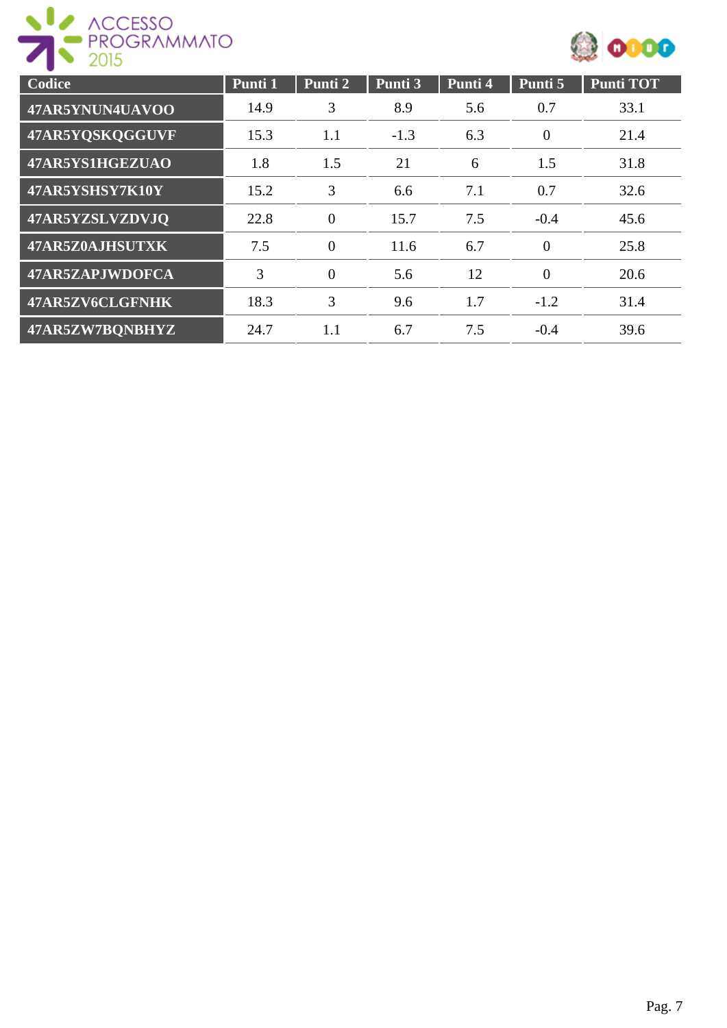| Codice | Punti 1 | Punti 2 | Punti 3 | Punti 4 | Punti 5 | Punti TOT |
|---|---|---|---|---|---|---|
| 47AR5YNUN4UAVOO | 14.9 | 3 | 8.9 | 5.6 | 0.7 | 33.1 |
| 47AR5YQSKQGGUVF | 15.3 | 1.1 | -1.3 | 6.3 | 0 | 21.4 |
| 47AR5YS1HGEZUAO | 1.8 | 1.5 | 21 | 6 | 1.5 | 31.8 |
| 47AR5YSHSY7K10Y | 15.2 | 3 | 6.6 | 7.1 | 0.7 | 32.6 |
| 47AR5YZSLVZDVJQ | 22.8 | 0 | 15.7 | 7.5 | -0.4 | 45.6 |
| 47AR5Z0AJHSUTXK | 7.5 | 0 | 11.6 | 6.7 | 0 | 25.8 |
| 47AR5ZAPJWDOFCA | 3 | 0 | 5.6 | 12 | 0 | 20.6 |
| 47AR5ZV6CLGFNHK | 18.3 | 3 | 9.6 | 1.7 | -1.2 | 31.4 |
| 47AR5ZW7BQNBHYZ | 24.7 | 1.1 | 6.7 | 7.5 | -0.4 | 39.6 |